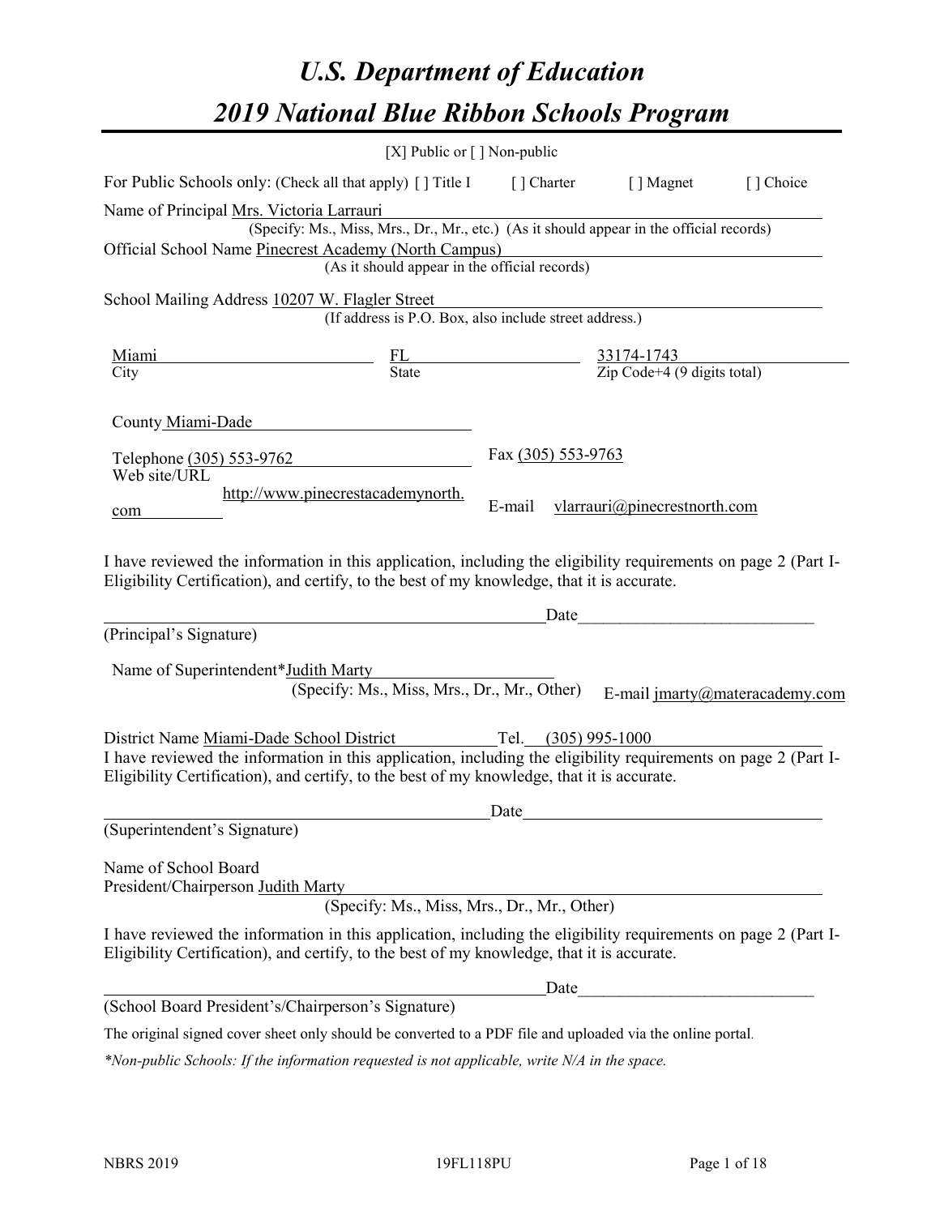# U.S. Department of Education
# 2019 National Blue Ribbon Schools Program

[X] Public or [ ] Non-public

For Public Schools only: (Check all that apply) [ ] Title I [ ] Charter [ ] Magnet [ ] Choice

Name of Principal Mrs. Victoria Larrauri
(Specify: Ms., Miss, Mrs., Dr., Mr., etc.) (As it should appear in the official records)

Official School Name Pinecrest Academy (North Campus)
(As it should appear in the official records)

School Mailing Address 10207 W. Flagler Street
(If address is P.O. Box, also include street address.)

| Miami | FL | 33174-1743 |
|---|---|---|
| City | State | Zip Code+4 (9 digits total) |

County Miami-Dade

Telephone (305) 553-9762 Fax (305) 553-9763

Web site/URL http://www.pinecrestacademynorth.com E-mail vlarrauri@pinecrestnorth.com

I have reviewed the information in this application, including the eligibility requirements on page 2 (Part I-Eligibility Certification), and certify, to the best of my knowledge, that it is accurate.

_________________________________________ Date_______________________

(Principal's Signature)

Name of Superintendent*Judith Marty
(Specify: Ms., Miss, Mrs., Dr., Mr., Other) E-mail jmarty@materacademy.com

District Name Miami-Dade School District Tel. (305) 995-1000

I have reviewed the information in this application, including the eligibility requirements on page 2 (Part I-Eligibility Certification), and certify, to the best of my knowledge, that it is accurate.

_________________________________________ Date_______________________

(Superintendent's Signature)

Name of School Board
President/Chairperson Judith Marty
(Specify: Ms., Miss, Mrs., Dr., Mr., Other)

I have reviewed the information in this application, including the eligibility requirements on page 2 (Part I-Eligibility Certification), and certify, to the best of my knowledge, that it is accurate.

_________________________________________ Date_______________________

(School Board President's/Chairperson's Signature)

The original signed cover sheet only should be converted to a PDF file and uploaded via the online portal.

*\*Non-public Schools: If the information requested is not applicable, write N/A in the space.*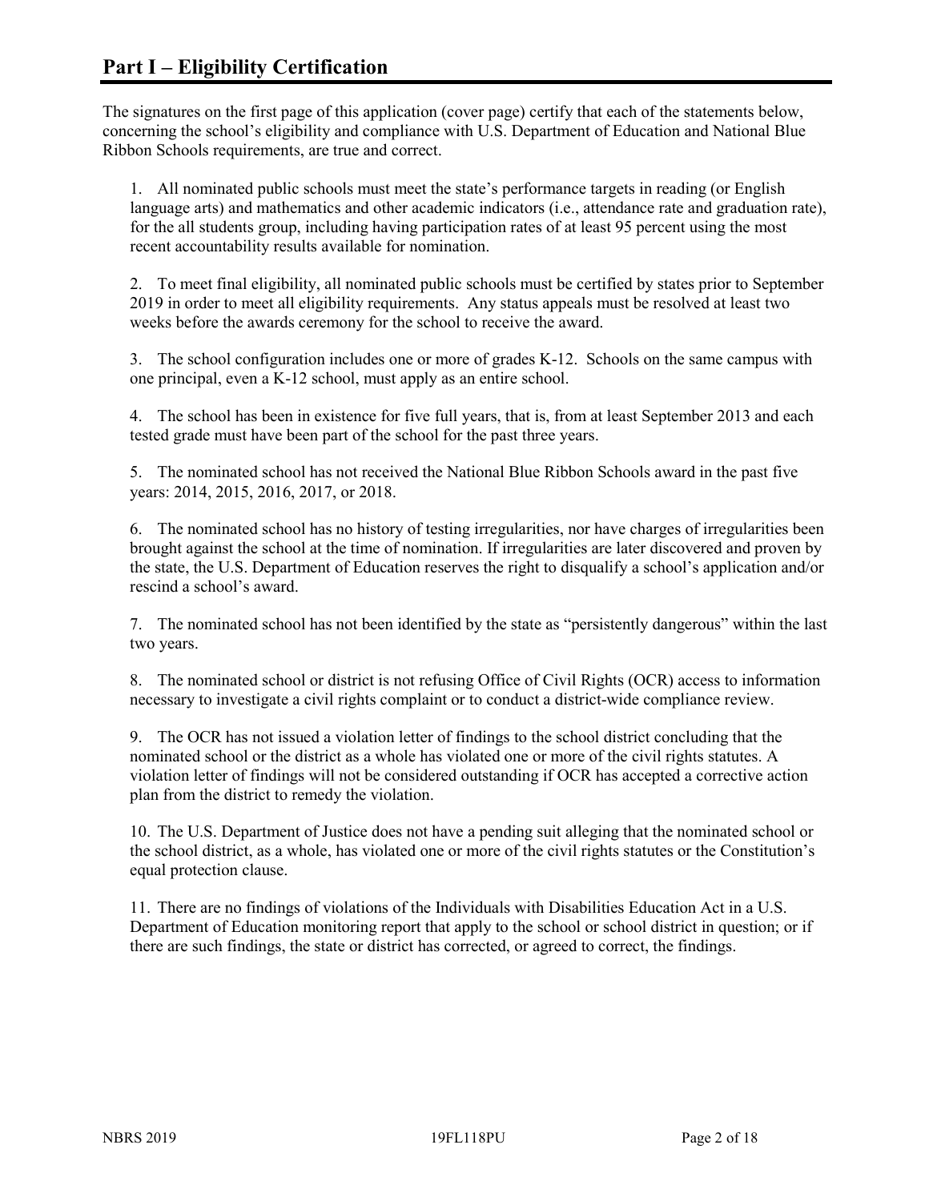# Part I – Eligibility Certification

The signatures on the first page of this application (cover page) certify that each of the statements below, concerning the school's eligibility and compliance with U.S. Department of Education and National Blue Ribbon Schools requirements, are true and correct.

1. All nominated public schools must meet the state's performance targets in reading (or English language arts) and mathematics and other academic indicators (i.e., attendance rate and graduation rate), for the all students group, including having participation rates of at least 95 percent using the most recent accountability results available for nomination.

2. To meet final eligibility, all nominated public schools must be certified by states prior to September 2019 in order to meet all eligibility requirements. Any status appeals must be resolved at least two weeks before the awards ceremony for the school to receive the award.

3. The school configuration includes one or more of grades K-12. Schools on the same campus with one principal, even a K-12 school, must apply as an entire school.

4. The school has been in existence for five full years, that is, from at least September 2013 and each tested grade must have been part of the school for the past three years.

5. The nominated school has not received the National Blue Ribbon Schools award in the past five years: 2014, 2015, 2016, 2017, or 2018.

6. The nominated school has no history of testing irregularities, nor have charges of irregularities been brought against the school at the time of nomination. If irregularities are later discovered and proven by the state, the U.S. Department of Education reserves the right to disqualify a school's application and/or rescind a school's award.

7. The nominated school has not been identified by the state as "persistently dangerous" within the last two years.

8. The nominated school or district is not refusing Office of Civil Rights (OCR) access to information necessary to investigate a civil rights complaint or to conduct a district-wide compliance review.

9. The OCR has not issued a violation letter of findings to the school district concluding that the nominated school or the district as a whole has violated one or more of the civil rights statutes. A violation letter of findings will not be considered outstanding if OCR has accepted a corrective action plan from the district to remedy the violation.

10. The U.S. Department of Justice does not have a pending suit alleging that the nominated school or the school district, as a whole, has violated one or more of the civil rights statutes or the Constitution's equal protection clause.

11. There are no findings of violations of the Individuals with Disabilities Education Act in a U.S. Department of Education monitoring report that apply to the school or school district in question; or if there are such findings, the state or district has corrected, or agreed to correct, the findings.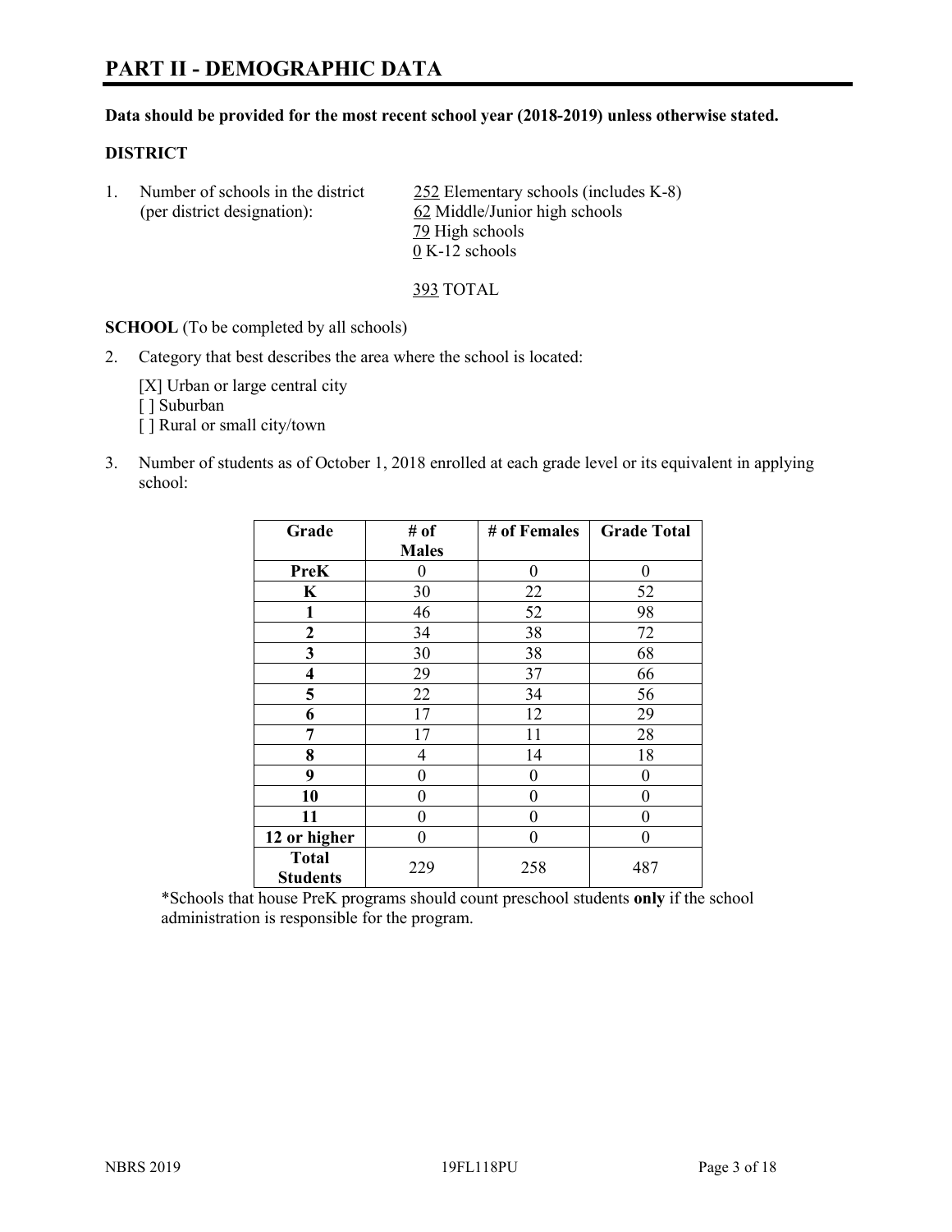# PART II - DEMOGRAPHIC DATA

**Data should be provided for the most recent school year (2018-2019) unless otherwise stated.**

**DISTRICT**

1. Number of schools in the district (per district designation):
   - 252 Elementary schools (includes K-8)
   - 62 Middle/Junior high schools
   - 79 High schools
   - 0 K-12 schools

   393 TOTAL

**SCHOOL** (To be completed by all schools)

2. Category that best describes the area where the school is located:

   [X] Urban or large central city
   [ ] Suburban
   [ ] Rural or small city/town

3. Number of students as of October 1, 2018 enrolled at each grade level or its equivalent in applying school:

| Grade | # of Males | # of Females | Grade Total |
|---|---|---|---|
| **PreK** | 0 | 0 | 0 |
| **K** | 30 | 22 | 52 |
| **1** | 46 | 52 | 98 |
| **2** | 34 | 38 | 72 |
| **3** | 30 | 38 | 68 |
| **4** | 29 | 37 | 66 |
| **5** | 22 | 34 | 56 |
| **6** | 17 | 12 | 29 |
| **7** | 17 | 11 | 28 |
| **8** | 4 | 14 | 18 |
| **9** | 0 | 0 | 0 |
| **10** | 0 | 0 | 0 |
| **11** | 0 | 0 | 0 |
| **12 or higher** | 0 | 0 | 0 |
| **Total Students** | 229 | 258 | 487 |

*Schools that house PreK programs should count preschool students **only** if the school administration is responsible for the program.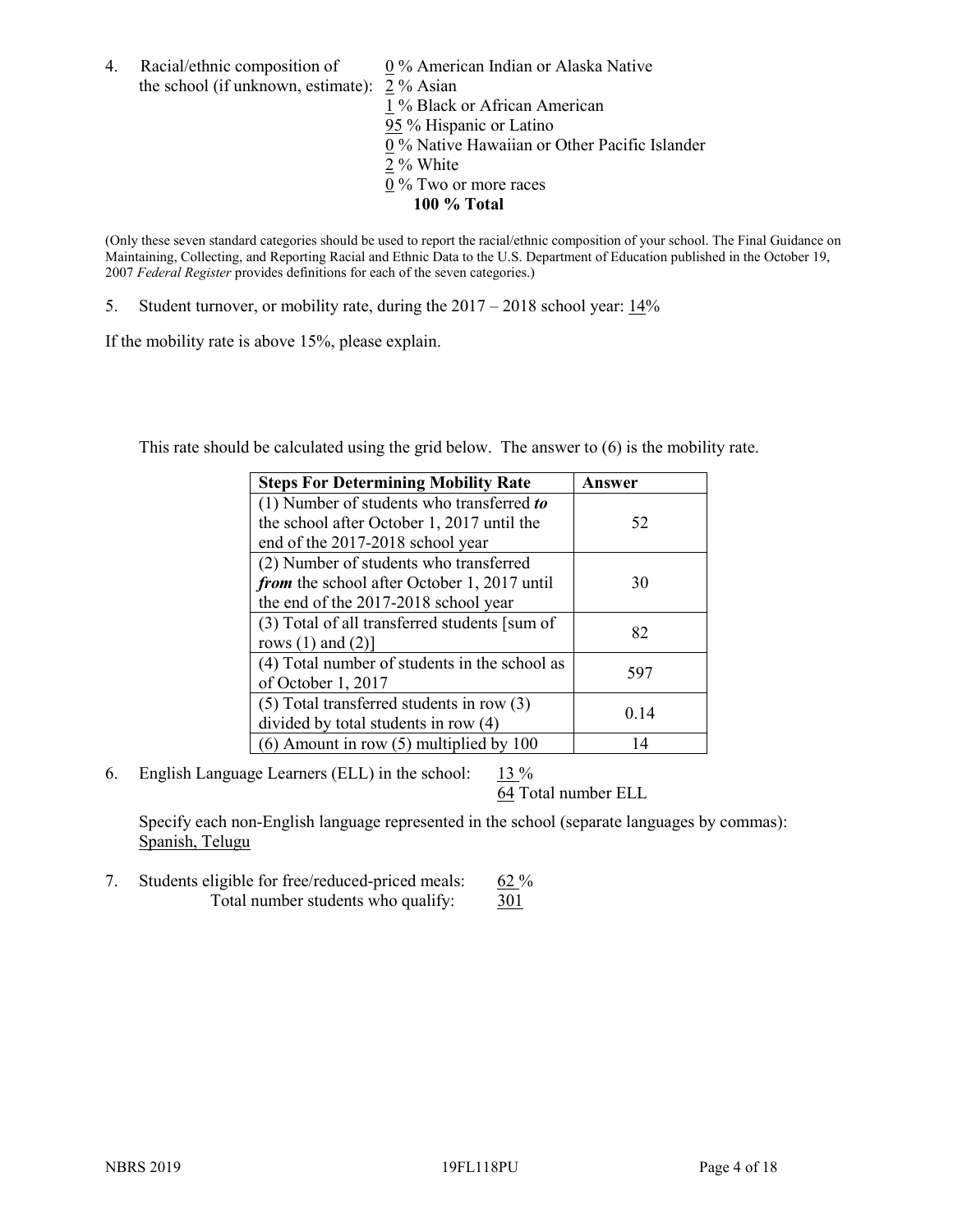4. Racial/ethnic composition of the school (if unknown, estimate):
   - 0 % American Indian or Alaska Native
   - 2 % Asian
   - 1 % Black or African American
   - 95 % Hispanic or Latino
   - 0 % Native Hawaiian or Other Pacific Islander
   - 2 % White
   - 0 % Two or more races
   - **100 % Total**

(Only these seven standard categories should be used to report the racial/ethnic composition of your school. The Final Guidance on Maintaining, Collecting, and Reporting Racial and Ethnic Data to the U.S. Department of Education published in the October 19, 2007 *Federal Register* provides definitions for each of the seven categories.)

5. Student turnover, or mobility rate, during the 2017 – 2018 school year: 14%

If the mobility rate is above 15%, please explain.

This rate should be calculated using the grid below. The answer to (6) is the mobility rate.

| **Steps For Determining Mobility Rate** | **Answer** |
|---|---|
| (1) Number of students who transferred ***to*** the school after October 1, 2017 until the end of the 2017-2018 school year | 52 |
| (2) Number of students who transferred ***from*** the school after October 1, 2017 until the end of the 2017-2018 school year | 30 |
| (3) Total of all transferred students [sum of rows (1) and (2)] | 82 |
| (4) Total number of students in the school as of October 1, 2017 | 597 |
| (5) Total transferred students in row (3) divided by total students in row (4) | 0.14 |
| (6) Amount in row (5) multiplied by 100 | 14 |

6. English Language Learners (ELL) in the school: 13 %
   64 Total number ELL

   Specify each non-English language represented in the school (separate languages by commas): Spanish, Telugu

7. Students eligible for free/reduced-priced meals: 62 %
   Total number students who qualify: 301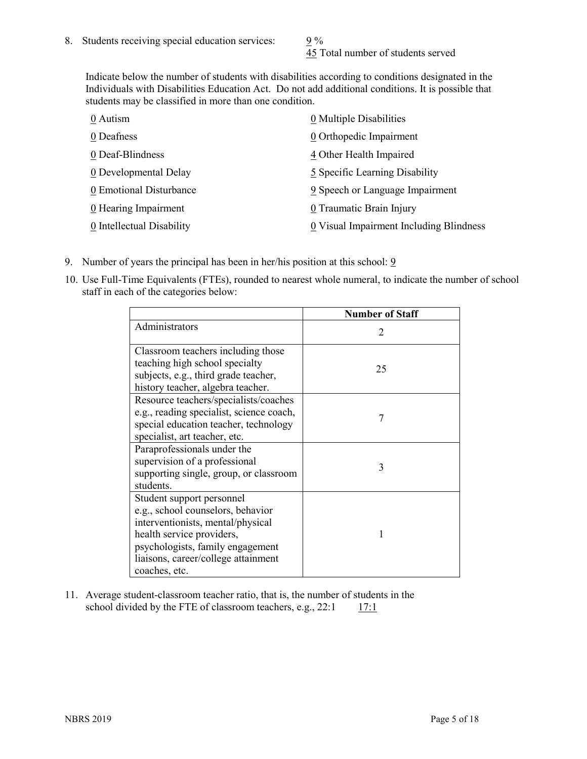8. Students receiving special education services: 9 %
   45 Total number of students served

   Indicate below the number of students with disabilities according to conditions designated in the Individuals with Disabilities Education Act. Do not add additional conditions. It is possible that students may be classified in more than one condition.

   0 Autism
   0 Deafness
   0 Deaf-Blindness
   0 Developmental Delay
   0 Emotional Disturbance
   0 Hearing Impairment
   0 Intellectual Disability
   0 Multiple Disabilities
   0 Orthopedic Impairment
   4 Other Health Impaired
   5 Specific Learning Disability
   9 Speech or Language Impairment
   0 Traumatic Brain Injury
   0 Visual Impairment Including Blindness

9. Number of years the principal has been in her/his position at this school: 9

10. Use Full-Time Equivalents (FTEs), rounded to nearest whole numeral, to indicate the number of school staff in each of the categories below:

| | Number of Staff |
|---|---|
| Administrators | 2 |
| Classroom teachers including those teaching high school specialty subjects, e.g., third grade teacher, history teacher, algebra teacher. | 25 |
| Resource teachers/specialists/coaches e.g., reading specialist, science coach, special education teacher, technology specialist, art teacher, etc. | 7 |
| Paraprofessionals under the supervision of a professional supporting single, group, or classroom students. | 3 |
| Student support personnel e.g., school counselors, behavior interventionists, mental/physical health service providers, psychologists, family engagement liaisons, career/college attainment coaches, etc. | 1 |

11. Average student-classroom teacher ratio, that is, the number of students in the school divided by the FTE of classroom teachers, e.g., 22:1 17:1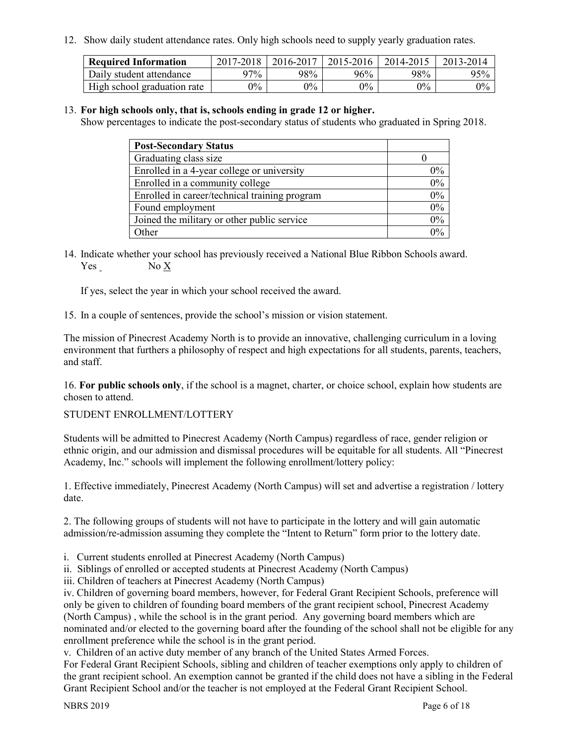12. Show daily student attendance rates. Only high schools need to supply yearly graduation rates.

| Required Information | 2017-2018 | 2016-2017 | 2015-2016 | 2014-2015 | 2013-2014 |
|---|---|---|---|---|---|
| Daily student attendance | 97% | 98% | 96% | 98% | 95% |
| High school graduation rate | 0% | 0% | 0% | 0% | 0% |

13. **For high schools only, that is, schools ending in grade 12 or higher.**
Show percentages to indicate the post-secondary status of students who graduated in Spring 2018.

| Post-Secondary Status | |
|---|---|
| Graduating class size | 0 |
| Enrolled in a 4-year college or university | 0% |
| Enrolled in a community college | 0% |
| Enrolled in career/technical training program | 0% |
| Found employment | 0% |
| Joined the military or other public service | 0% |
| Other | 0% |

14. Indicate whether your school has previously received a National Blue Ribbon Schools award.
Yes _ No X

If yes, select the year in which your school received the award.

15. In a couple of sentences, provide the school's mission or vision statement.

The mission of Pinecrest Academy North is to provide an innovative, challenging curriculum in a loving environment that furthers a philosophy of respect and high expectations for all students, parents, teachers, and staff.

16. **For public schools only**, if the school is a magnet, charter, or choice school, explain how students are chosen to attend.

STUDENT ENROLLMENT/LOTTERY

Students will be admitted to Pinecrest Academy (North Campus) regardless of race, gender religion or ethnic origin, and our admission and dismissal procedures will be equitable for all students. All "Pinecrest Academy, Inc." schools will implement the following enrollment/lottery policy:

1. Effective immediately, Pinecrest Academy (North Campus) will set and advertise a registration / lottery date.

2. The following groups of students will not have to participate in the lottery and will gain automatic admission/re-admission assuming they complete the "Intent to Return" form prior to the lottery date.

i. Current students enrolled at Pinecrest Academy (North Campus)
ii. Siblings of enrolled or accepted students at Pinecrest Academy (North Campus)
iii. Children of teachers at Pinecrest Academy (North Campus)
iv. Children of governing board members, however, for Federal Grant Recipient Schools, preference will only be given to children of founding board members of the grant recipient school, Pinecrest Academy (North Campus) , while the school is in the grant period. Any governing board members which are nominated and/or elected to the governing board after the founding of the school shall not be eligible for any enrollment preference while the school is in the grant period.
v. Children of an active duty member of any branch of the United States Armed Forces.
For Federal Grant Recipient Schools, sibling and children of teacher exemptions only apply to children of the grant recipient school. An exemption cannot be granted if the child does not have a sibling in the Federal Grant Recipient School and/or the teacher is not employed at the Federal Grant Recipient School.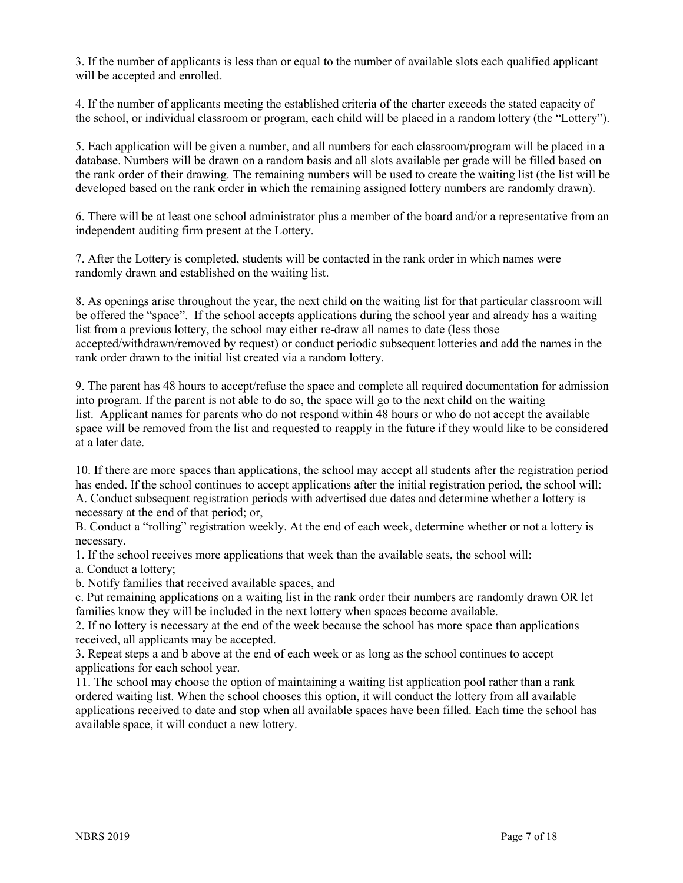3. If the number of applicants is less than or equal to the number of available slots each qualified applicant will be accepted and enrolled.

4. If the number of applicants meeting the established criteria of the charter exceeds the stated capacity of the school, or individual classroom or program, each child will be placed in a random lottery (the "Lottery").

5. Each application will be given a number, and all numbers for each classroom/program will be placed in a database. Numbers will be drawn on a random basis and all slots available per grade will be filled based on the rank order of their drawing. The remaining numbers will be used to create the waiting list (the list will be developed based on the rank order in which the remaining assigned lottery numbers are randomly drawn).

6. There will be at least one school administrator plus a member of the board and/or a representative from an independent auditing firm present at the Lottery.

7. After the Lottery is completed, students will be contacted in the rank order in which names were randomly drawn and established on the waiting list.

8. As openings arise throughout the year, the next child on the waiting list for that particular classroom will be offered the "space". If the school accepts applications during the school year and already has a waiting list from a previous lottery, the school may either re-draw all names to date (less those accepted/withdrawn/removed by request) or conduct periodic subsequent lotteries and add the names in the rank order drawn to the initial list created via a random lottery.

9. The parent has 48 hours to accept/refuse the space and complete all required documentation for admission into program. If the parent is not able to do so, the space will go to the next child on the waiting list. Applicant names for parents who do not respond within 48 hours or who do not accept the available space will be removed from the list and requested to reapply in the future if they would like to be considered at a later date.

10. If there are more spaces than applications, the school may accept all students after the registration period has ended. If the school continues to accept applications after the initial registration period, the school will:
A. Conduct subsequent registration periods with advertised due dates and determine whether a lottery is necessary at the end of that period; or,
B. Conduct a "rolling" registration weekly. At the end of each week, determine whether or not a lottery is necessary.
1. If the school receives more applications that week than the available seats, the school will:
a. Conduct a lottery;
b. Notify families that received available spaces, and
c. Put remaining applications on a waiting list in the rank order their numbers are randomly drawn OR let families know they will be included in the next lottery when spaces become available.
2. If no lottery is necessary at the end of the week because the school has more space than applications received, all applicants may be accepted.
3. Repeat steps a and b above at the end of each week or as long as the school continues to accept applications for each school year.
11. The school may choose the option of maintaining a waiting list application pool rather than a rank ordered waiting list. When the school chooses this option, it will conduct the lottery from all available applications received to date and stop when all available spaces have been filled. Each time the school has available space, it will conduct a new lottery.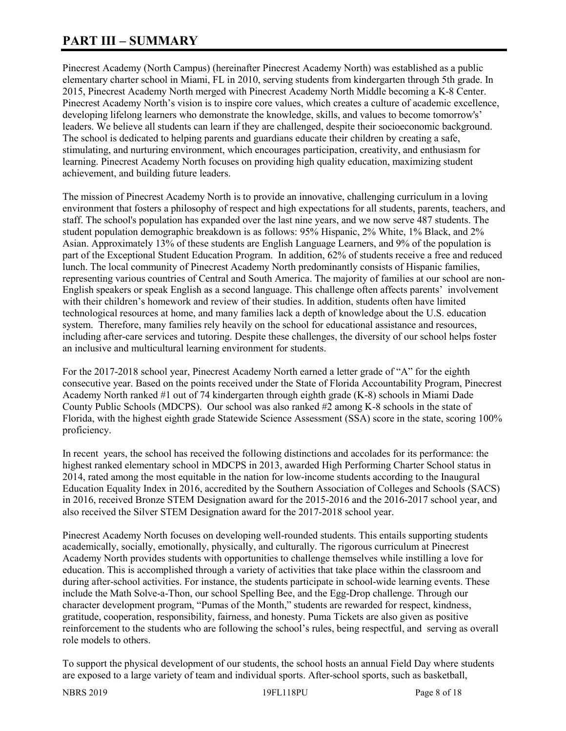# PART III – SUMMARY

Pinecrest Academy (North Campus) (hereinafter Pinecrest Academy North) was established as a public elementary charter school in Miami, FL in 2010, serving students from kindergarten through 5th grade. In 2015, Pinecrest Academy North merged with Pinecrest Academy North Middle becoming a K-8 Center. Pinecrest Academy North's vision is to inspire core values, which creates a culture of academic excellence, developing lifelong learners who demonstrate the knowledge, skills, and values to become tomorrow's' leaders. We believe all students can learn if they are challenged, despite their socioeconomic background. The school is dedicated to helping parents and guardians educate their children by creating a safe, stimulating, and nurturing environment, which encourages participation, creativity, and enthusiasm for learning. Pinecrest Academy North focuses on providing high quality education, maximizing student achievement, and building future leaders.

The mission of Pinecrest Academy North is to provide an innovative, challenging curriculum in a loving environment that fosters a philosophy of respect and high expectations for all students, parents, teachers, and staff. The school's population has expanded over the last nine years, and we now serve 487 students. The student population demographic breakdown is as follows: 95% Hispanic, 2% White, 1% Black, and 2% Asian. Approximately 13% of these students are English Language Learners, and 9% of the population is part of the Exceptional Student Education Program. In addition, 62% of students receive a free and reduced lunch. The local community of Pinecrest Academy North predominantly consists of Hispanic families, representing various countries of Central and South America. The majority of families at our school are non-English speakers or speak English as a second language. This challenge often affects parents' involvement with their children's homework and review of their studies. In addition, students often have limited technological resources at home, and many families lack a depth of knowledge about the U.S. education system. Therefore, many families rely heavily on the school for educational assistance and resources, including after-care services and tutoring. Despite these challenges, the diversity of our school helps foster an inclusive and multicultural learning environment for students.

For the 2017-2018 school year, Pinecrest Academy North earned a letter grade of "A" for the eighth consecutive year. Based on the points received under the State of Florida Accountability Program, Pinecrest Academy North ranked #1 out of 74 kindergarten through eighth grade (K-8) schools in Miami Dade County Public Schools (MDCPS). Our school was also ranked #2 among K-8 schools in the state of Florida, with the highest eighth grade Statewide Science Assessment (SSA) score in the state, scoring 100% proficiency.

In recent years, the school has received the following distinctions and accolades for its performance: the highest ranked elementary school in MDCPS in 2013, awarded High Performing Charter School status in 2014, rated among the most equitable in the nation for low-income students according to the Inaugural Education Equality Index in 2016, accredited by the Southern Association of Colleges and Schools (SACS) in 2016, received Bronze STEM Designation award for the 2015-2016 and the 2016-2017 school year, and also received the Silver STEM Designation award for the 2017-2018 school year.

Pinecrest Academy North focuses on developing well-rounded students. This entails supporting students academically, socially, emotionally, physically, and culturally. The rigorous curriculum at Pinecrest Academy North provides students with opportunities to challenge themselves while instilling a love for education. This is accomplished through a variety of activities that take place within the classroom and during after-school activities. For instance, the students participate in school-wide learning events. These include the Math Solve-a-Thon, our school Spelling Bee, and the Egg-Drop challenge. Through our character development program, "Pumas of the Month," students are rewarded for respect, kindness, gratitude, cooperation, responsibility, fairness, and honesty. Puma Tickets are also given as positive reinforcement to the students who are following the school's rules, being respectful, and serving as overall role models to others.

To support the physical development of our students, the school hosts an annual Field Day where students are exposed to a large variety of team and individual sports. After-school sports, such as basketball,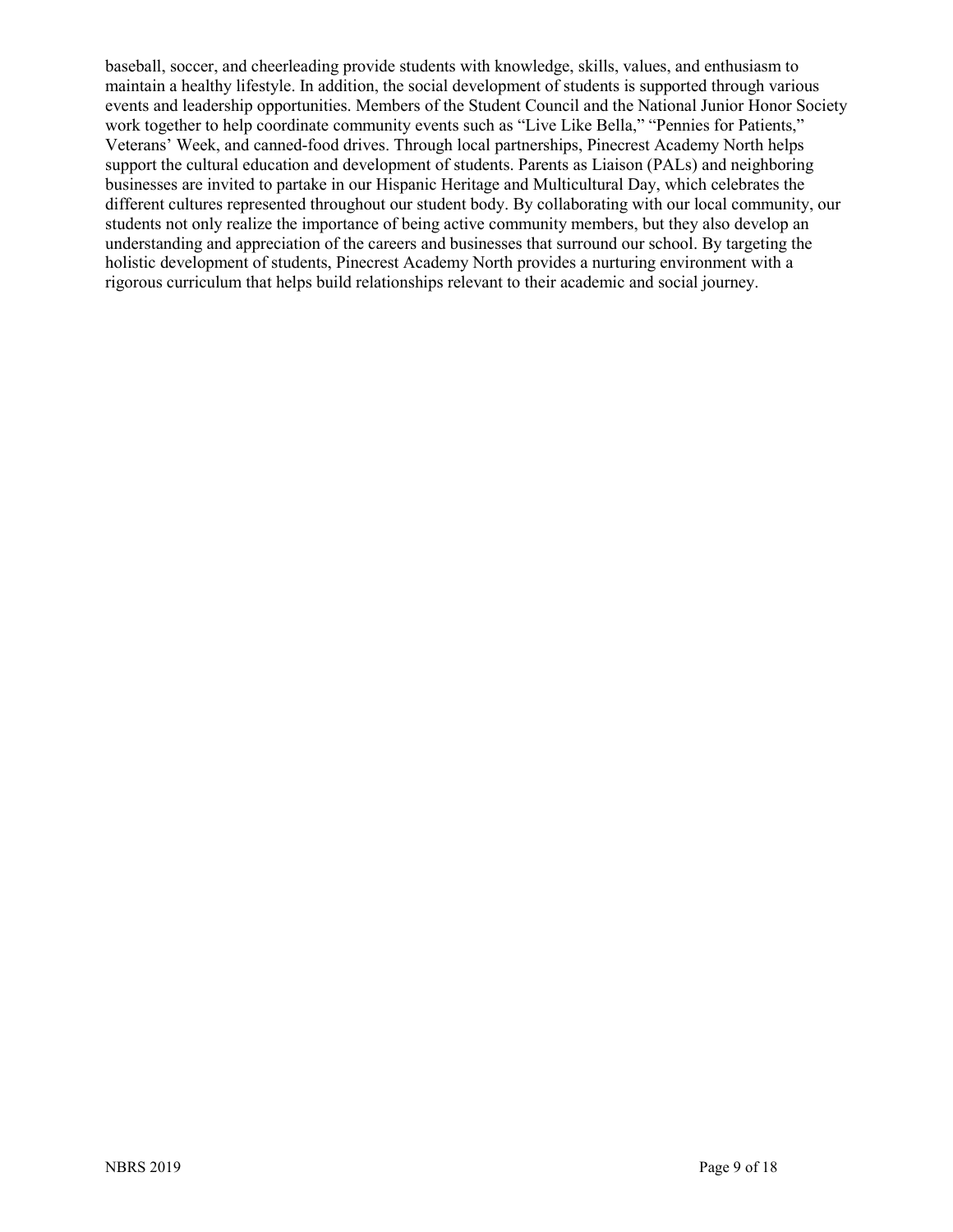baseball, soccer, and cheerleading provide students with knowledge, skills, values, and enthusiasm to maintain a healthy lifestyle. In addition, the social development of students is supported through various events and leadership opportunities. Members of the Student Council and the National Junior Honor Society work together to help coordinate community events such as "Live Like Bella," "Pennies for Patients," Veterans' Week, and canned-food drives. Through local partnerships, Pinecrest Academy North helps support the cultural education and development of students. Parents as Liaison (PALs) and neighboring businesses are invited to partake in our Hispanic Heritage and Multicultural Day, which celebrates the different cultures represented throughout our student body. By collaborating with our local community, our students not only realize the importance of being active community members, but they also develop an understanding and appreciation of the careers and businesses that surround our school. By targeting the holistic development of students, Pinecrest Academy North provides a nurturing environment with a rigorous curriculum that helps build relationships relevant to their academic and social journey.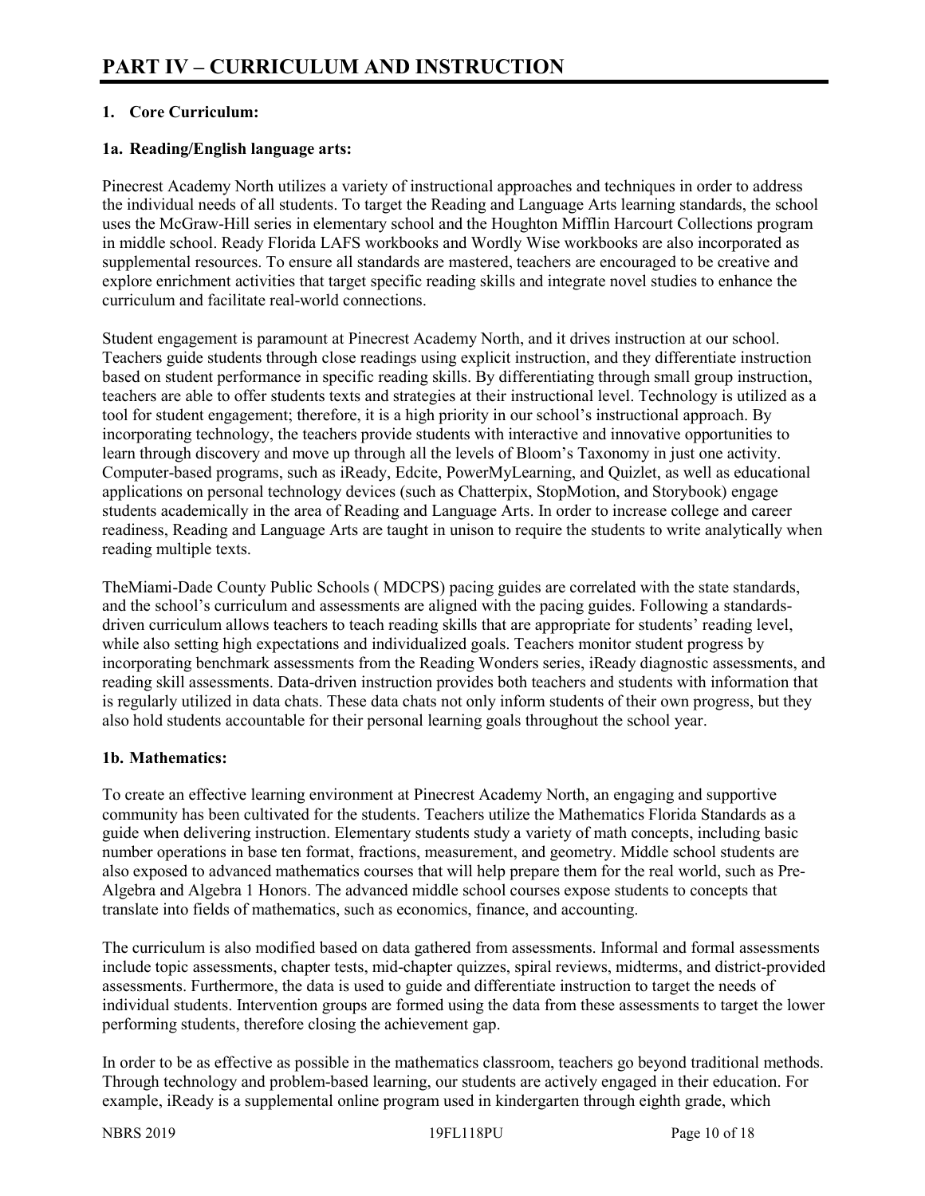# PART IV – CURRICULUM AND INSTRUCTION

**1. Core Curriculum:**

**1a. Reading/English language arts:**

Pinecrest Academy North utilizes a variety of instructional approaches and techniques in order to address the individual needs of all students. To target the Reading and Language Arts learning standards, the school uses the McGraw-Hill series in elementary school and the Houghton Mifflin Harcourt Collections program in middle school. Ready Florida LAFS workbooks and Wordly Wise workbooks are also incorporated as supplemental resources. To ensure all standards are mastered, teachers are encouraged to be creative and explore enrichment activities that target specific reading skills and integrate novel studies to enhance the curriculum and facilitate real-world connections.

Student engagement is paramount at Pinecrest Academy North, and it drives instruction at our school. Teachers guide students through close readings using explicit instruction, and they differentiate instruction based on student performance in specific reading skills. By differentiating through small group instruction, teachers are able to offer students texts and strategies at their instructional level. Technology is utilized as a tool for student engagement; therefore, it is a high priority in our school's instructional approach. By incorporating technology, the teachers provide students with interactive and innovative opportunities to learn through discovery and move up through all the levels of Bloom's Taxonomy in just one activity. Computer-based programs, such as iReady, Edcite, PowerMyLearning, and Quizlet, as well as educational applications on personal technology devices (such as Chatterpix, StopMotion, and Storybook) engage students academically in the area of Reading and Language Arts. In order to increase college and career readiness, Reading and Language Arts are taught in unison to require the students to write analytically when reading multiple texts.

TheMiami-Dade County Public Schools ( MDCPS) pacing guides are correlated with the state standards, and the school's curriculum and assessments are aligned with the pacing guides. Following a standards-driven curriculum allows teachers to teach reading skills that are appropriate for students' reading level, while also setting high expectations and individualized goals. Teachers monitor student progress by incorporating benchmark assessments from the Reading Wonders series, iReady diagnostic assessments, and reading skill assessments. Data-driven instruction provides both teachers and students with information that is regularly utilized in data chats. These data chats not only inform students of their own progress, but they also hold students accountable for their personal learning goals throughout the school year.

**1b. Mathematics:**

To create an effective learning environment at Pinecrest Academy North, an engaging and supportive community has been cultivated for the students. Teachers utilize the Mathematics Florida Standards as a guide when delivering instruction. Elementary students study a variety of math concepts, including basic number operations in base ten format, fractions, measurement, and geometry. Middle school students are also exposed to advanced mathematics courses that will help prepare them for the real world, such as Pre-Algebra and Algebra 1 Honors. The advanced middle school courses expose students to concepts that translate into fields of mathematics, such as economics, finance, and accounting.

The curriculum is also modified based on data gathered from assessments. Informal and formal assessments include topic assessments, chapter tests, mid-chapter quizzes, spiral reviews, midterms, and district-provided assessments. Furthermore, the data is used to guide and differentiate instruction to target the needs of individual students. Intervention groups are formed using the data from these assessments to target the lower performing students, therefore closing the achievement gap.

In order to be as effective as possible in the mathematics classroom, teachers go beyond traditional methods. Through technology and problem-based learning, our students are actively engaged in their education. For example, iReady is a supplemental online program used in kindergarten through eighth grade, which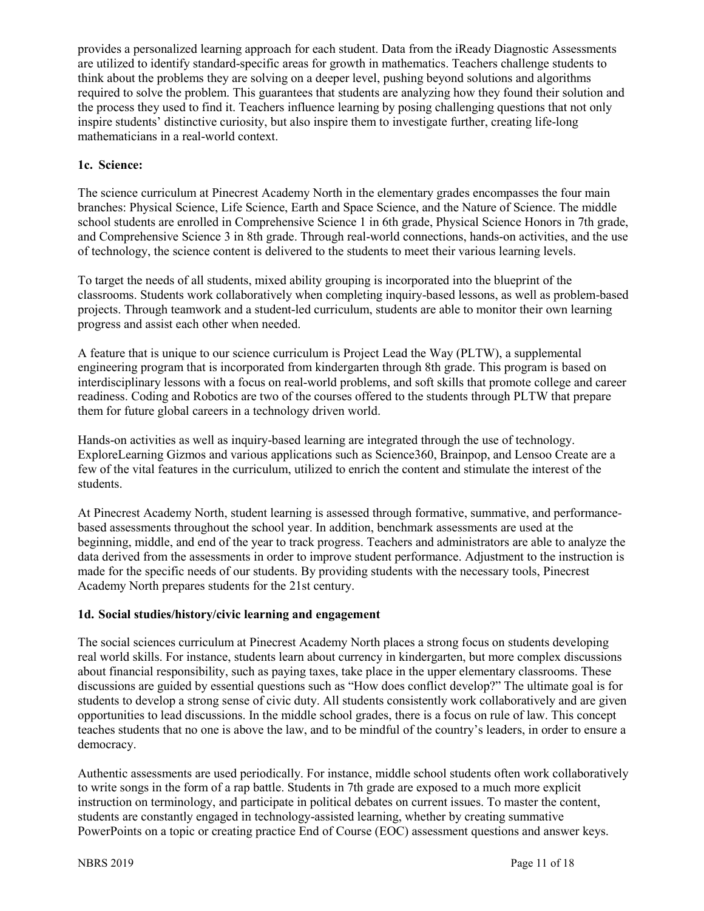provides a personalized learning approach for each student. Data from the iReady Diagnostic Assessments are utilized to identify standard-specific areas for growth in mathematics. Teachers challenge students to think about the problems they are solving on a deeper level, pushing beyond solutions and algorithms required to solve the problem. This guarantees that students are analyzing how they found their solution and the process they used to find it. Teachers influence learning by posing challenging questions that not only inspire students' distinctive curiosity, but also inspire them to investigate further, creating life-long mathematicians in a real-world context.

### 1c. Science:

The science curriculum at Pinecrest Academy North in the elementary grades encompasses the four main branches: Physical Science, Life Science, Earth and Space Science, and the Nature of Science. The middle school students are enrolled in Comprehensive Science 1 in 6th grade, Physical Science Honors in 7th grade, and Comprehensive Science 3 in 8th grade. Through real-world connections, hands-on activities, and the use of technology, the science content is delivered to the students to meet their various learning levels.

To target the needs of all students, mixed ability grouping is incorporated into the blueprint of the classrooms. Students work collaboratively when completing inquiry-based lessons, as well as problem-based projects. Through teamwork and a student-led curriculum, students are able to monitor their own learning progress and assist each other when needed.

A feature that is unique to our science curriculum is Project Lead the Way (PLTW), a supplemental engineering program that is incorporated from kindergarten through 8th grade. This program is based on interdisciplinary lessons with a focus on real-world problems, and soft skills that promote college and career readiness. Coding and Robotics are two of the courses offered to the students through PLTW that prepare them for future global careers in a technology driven world.

Hands-on activities as well as inquiry-based learning are integrated through the use of technology. ExploreLearning Gizmos and various applications such as Science360, Brainpop, and Lensoo Create are a few of the vital features in the curriculum, utilized to enrich the content and stimulate the interest of the students.

At Pinecrest Academy North, student learning is assessed through formative, summative, and performance-based assessments throughout the school year. In addition, benchmark assessments are used at the beginning, middle, and end of the year to track progress. Teachers and administrators are able to analyze the data derived from the assessments in order to improve student performance. Adjustment to the instruction is made for the specific needs of our students. By providing students with the necessary tools, Pinecrest Academy North prepares students for the 21st century.

### 1d. Social studies/history/civic learning and engagement

The social sciences curriculum at Pinecrest Academy North places a strong focus on students developing real world skills. For instance, students learn about currency in kindergarten, but more complex discussions about financial responsibility, such as paying taxes, take place in the upper elementary classrooms. These discussions are guided by essential questions such as "How does conflict develop?" The ultimate goal is for students to develop a strong sense of civic duty. All students consistently work collaboratively and are given opportunities to lead discussions. In the middle school grades, there is a focus on rule of law. This concept teaches students that no one is above the law, and to be mindful of the country's leaders, in order to ensure a democracy.

Authentic assessments are used periodically. For instance, middle school students often work collaboratively to write songs in the form of a rap battle. Students in 7th grade are exposed to a much more explicit instruction on terminology, and participate in political debates on current issues. To master the content, students are constantly engaged in technology-assisted learning, whether by creating summative PowerPoints on a topic or creating practice End of Course (EOC) assessment questions and answer keys.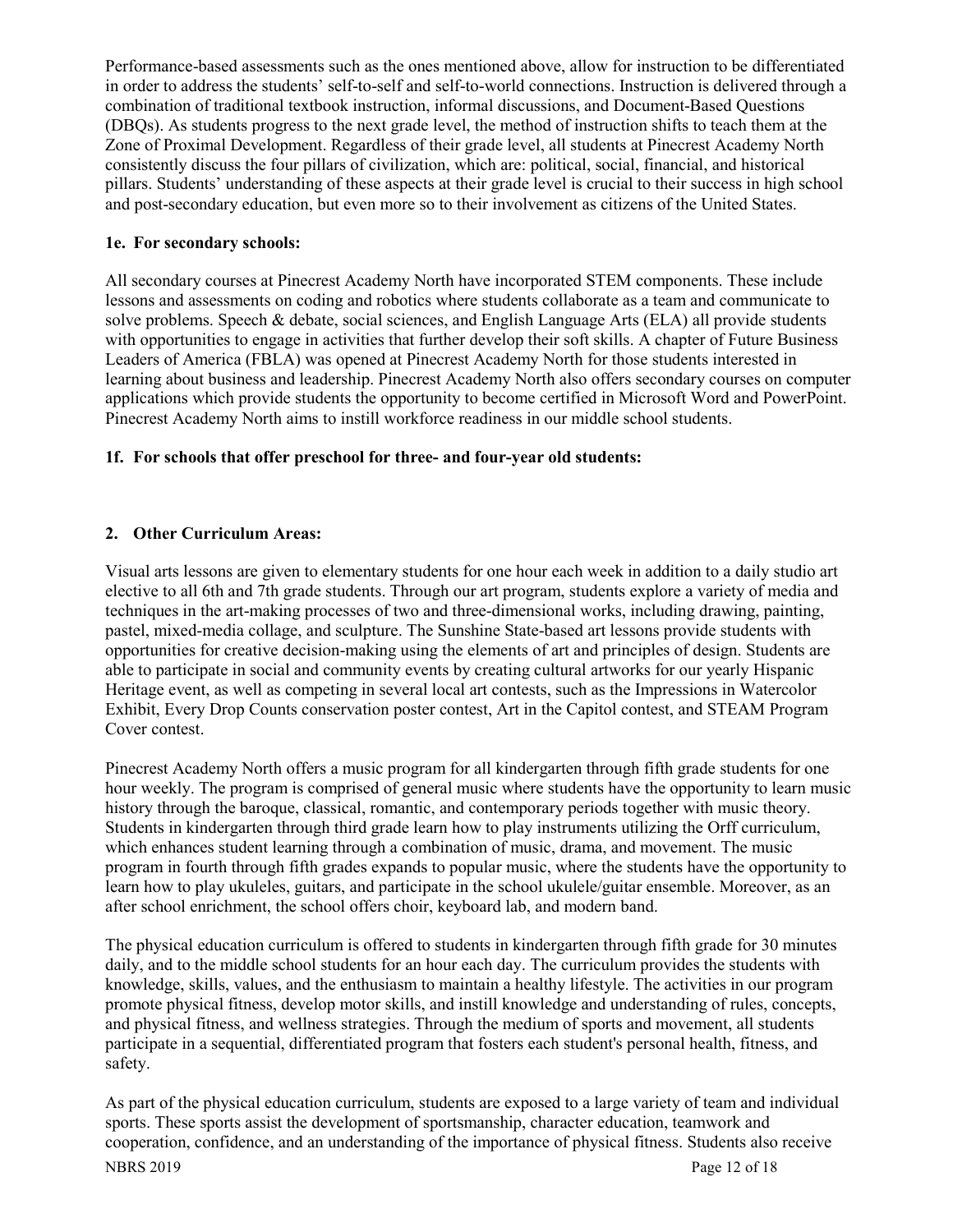Performance-based assessments such as the ones mentioned above, allow for instruction to be differentiated in order to address the students' self-to-self and self-to-world connections. Instruction is delivered through a combination of traditional textbook instruction, informal discussions, and Document-Based Questions (DBQs). As students progress to the next grade level, the method of instruction shifts to teach them at the Zone of Proximal Development. Regardless of their grade level, all students at Pinecrest Academy North consistently discuss the four pillars of civilization, which are: political, social, financial, and historical pillars. Students' understanding of these aspects at their grade level is crucial to their success in high school and post-secondary education, but even more so to their involvement as citizens of the United States.

**1e. For secondary schools:**

All secondary courses at Pinecrest Academy North have incorporated STEM components. These include lessons and assessments on coding and robotics where students collaborate as a team and communicate to solve problems. Speech & debate, social sciences, and English Language Arts (ELA) all provide students with opportunities to engage in activities that further develop their soft skills. A chapter of Future Business Leaders of America (FBLA) was opened at Pinecrest Academy North for those students interested in learning about business and leadership. Pinecrest Academy North also offers secondary courses on computer applications which provide students the opportunity to become certified in Microsoft Word and PowerPoint. Pinecrest Academy North aims to instill workforce readiness in our middle school students.

**1f. For schools that offer preschool for three- and four-year old students:**

**2. Other Curriculum Areas:**

Visual arts lessons are given to elementary students for one hour each week in addition to a daily studio art elective to all 6th and 7th grade students. Through our art program, students explore a variety of media and techniques in the art-making processes of two and three-dimensional works, including drawing, painting, pastel, mixed-media collage, and sculpture. The Sunshine State-based art lessons provide students with opportunities for creative decision-making using the elements of art and principles of design. Students are able to participate in social and community events by creating cultural artworks for our yearly Hispanic Heritage event, as well as competing in several local art contests, such as the Impressions in Watercolor Exhibit, Every Drop Counts conservation poster contest, Art in the Capitol contest, and STEAM Program Cover contest.

Pinecrest Academy North offers a music program for all kindergarten through fifth grade students for one hour weekly. The program is comprised of general music where students have the opportunity to learn music history through the baroque, classical, romantic, and contemporary periods together with music theory. Students in kindergarten through third grade learn how to play instruments utilizing the Orff curriculum, which enhances student learning through a combination of music, drama, and movement. The music program in fourth through fifth grades expands to popular music, where the students have the opportunity to learn how to play ukuleles, guitars, and participate in the school ukulele/guitar ensemble. Moreover, as an after school enrichment, the school offers choir, keyboard lab, and modern band.

The physical education curriculum is offered to students in kindergarten through fifth grade for 30 minutes daily, and to the middle school students for an hour each day. The curriculum provides the students with knowledge, skills, values, and the enthusiasm to maintain a healthy lifestyle. The activities in our program promote physical fitness, develop motor skills, and instill knowledge and understanding of rules, concepts, and physical fitness, and wellness strategies. Through the medium of sports and movement, all students participate in a sequential, differentiated program that fosters each student's personal health, fitness, and safety.

As part of the physical education curriculum, students are exposed to a large variety of team and individual sports. These sports assist the development of sportsmanship, character education, teamwork and cooperation, confidence, and an understanding of the importance of physical fitness. Students also receive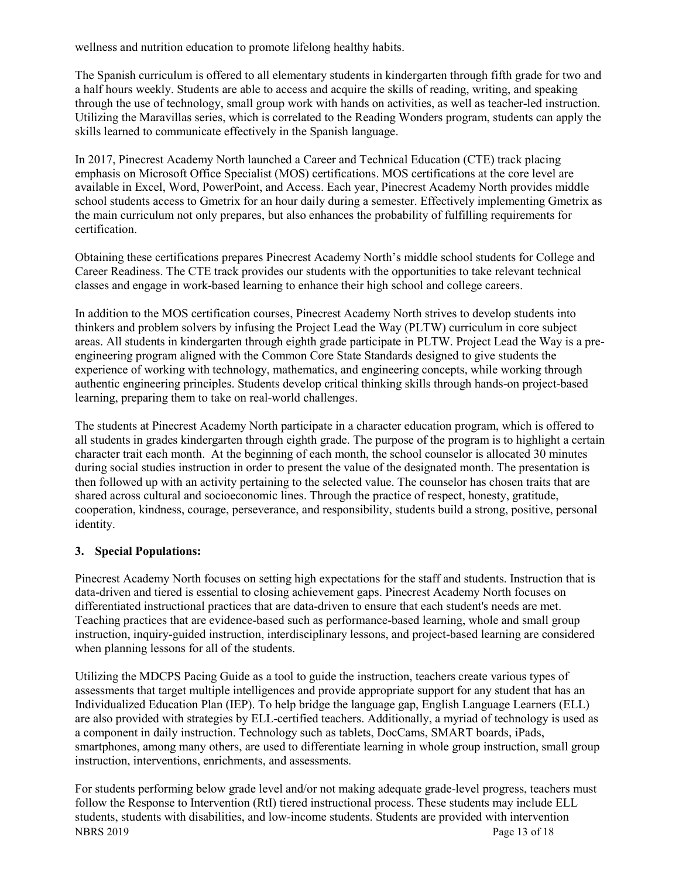wellness and nutrition education to promote lifelong healthy habits.

The Spanish curriculum is offered to all elementary students in kindergarten through fifth grade for two and a half hours weekly. Students are able to access and acquire the skills of reading, writing, and speaking through the use of technology, small group work with hands on activities, as well as teacher-led instruction. Utilizing the Maravillas series, which is correlated to the Reading Wonders program, students can apply the skills learned to communicate effectively in the Spanish language.

In 2017, Pinecrest Academy North launched a Career and Technical Education (CTE) track placing emphasis on Microsoft Office Specialist (MOS) certifications. MOS certifications at the core level are available in Excel, Word, PowerPoint, and Access. Each year, Pinecrest Academy North provides middle school students access to Gmetrix for an hour daily during a semester. Effectively implementing Gmetrix as the main curriculum not only prepares, but also enhances the probability of fulfilling requirements for certification.

Obtaining these certifications prepares Pinecrest Academy North's middle school students for College and Career Readiness. The CTE track provides our students with the opportunities to take relevant technical classes and engage in work-based learning to enhance their high school and college careers.

In addition to the MOS certification courses, Pinecrest Academy North strives to develop students into thinkers and problem solvers by infusing the Project Lead the Way (PLTW) curriculum in core subject areas. All students in kindergarten through eighth grade participate in PLTW. Project Lead the Way is a pre-engineering program aligned with the Common Core State Standards designed to give students the experience of working with technology, mathematics, and engineering concepts, while working through authentic engineering principles. Students develop critical thinking skills through hands-on project-based learning, preparing them to take on real-world challenges.

The students at Pinecrest Academy North participate in a character education program, which is offered to all students in grades kindergarten through eighth grade. The purpose of the program is to highlight a certain character trait each month. At the beginning of each month, the school counselor is allocated 30 minutes during social studies instruction in order to present the value of the designated month. The presentation is then followed up with an activity pertaining to the selected value. The counselor has chosen traits that are shared across cultural and socioeconomic lines. Through the practice of respect, honesty, gratitude, cooperation, kindness, courage, perseverance, and responsibility, students build a strong, positive, personal identity.

### 3. Special Populations:

Pinecrest Academy North focuses on setting high expectations for the staff and students. Instruction that is data-driven and tiered is essential to closing achievement gaps. Pinecrest Academy North focuses on differentiated instructional practices that are data-driven to ensure that each student's needs are met. Teaching practices that are evidence-based such as performance-based learning, whole and small group instruction, inquiry-guided instruction, interdisciplinary lessons, and project-based learning are considered when planning lessons for all of the students.

Utilizing the MDCPS Pacing Guide as a tool to guide the instruction, teachers create various types of assessments that target multiple intelligences and provide appropriate support for any student that has an Individualized Education Plan (IEP). To help bridge the language gap, English Language Learners (ELL) are also provided with strategies by ELL-certified teachers. Additionally, a myriad of technology is used as a component in daily instruction. Technology such as tablets, DocCams, SMART boards, iPads, smartphones, among many others, are used to differentiate learning in whole group instruction, small group instruction, interventions, enrichments, and assessments.

For students performing below grade level and/or not making adequate grade-level progress, teachers must follow the Response to Intervention (RtI) tiered instructional process. These students may include ELL students, students with disabilities, and low-income students. Students are provided with intervention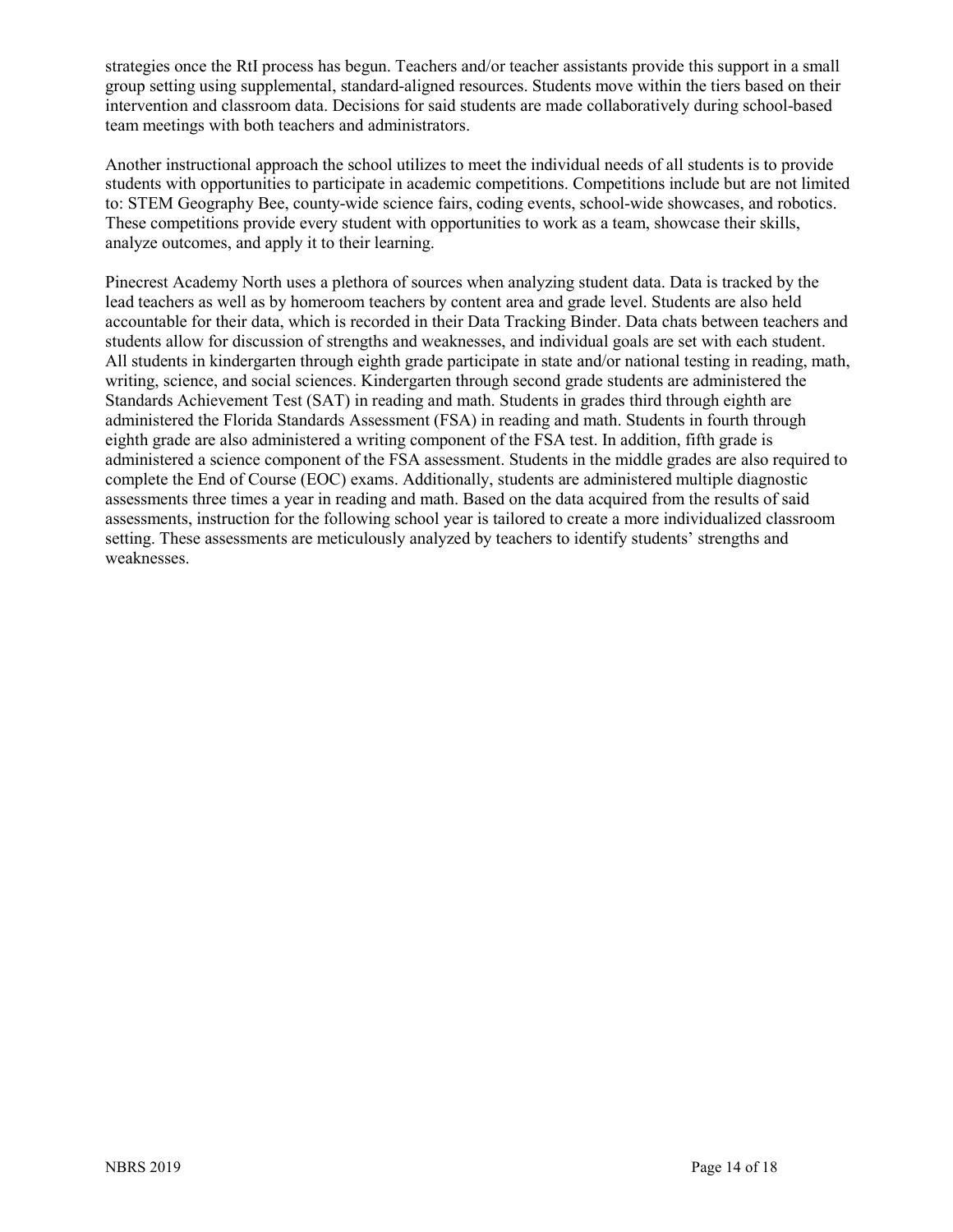strategies once the RtI process has begun. Teachers and/or teacher assistants provide this support in a small group setting using supplemental, standard-aligned resources. Students move within the tiers based on their intervention and classroom data. Decisions for said students are made collaboratively during school-based team meetings with both teachers and administrators.

Another instructional approach the school utilizes to meet the individual needs of all students is to provide students with opportunities to participate in academic competitions. Competitions include but are not limited to: STEM Geography Bee, county-wide science fairs, coding events, school-wide showcases, and robotics. These competitions provide every student with opportunities to work as a team, showcase their skills, analyze outcomes, and apply it to their learning.

Pinecrest Academy North uses a plethora of sources when analyzing student data. Data is tracked by the lead teachers as well as by homeroom teachers by content area and grade level. Students are also held accountable for their data, which is recorded in their Data Tracking Binder. Data chats between teachers and students allow for discussion of strengths and weaknesses, and individual goals are set with each student. All students in kindergarten through eighth grade participate in state and/or national testing in reading, math, writing, science, and social sciences. Kindergarten through second grade students are administered the Standards Achievement Test (SAT) in reading and math. Students in grades third through eighth are administered the Florida Standards Assessment (FSA) in reading and math. Students in fourth through eighth grade are also administered a writing component of the FSA test. In addition, fifth grade is administered a science component of the FSA assessment. Students in the middle grades are also required to complete the End of Course (EOC) exams. Additionally, students are administered multiple diagnostic assessments three times a year in reading and math. Based on the data acquired from the results of said assessments, instruction for the following school year is tailored to create a more individualized classroom setting. These assessments are meticulously analyzed by teachers to identify students' strengths and weaknesses.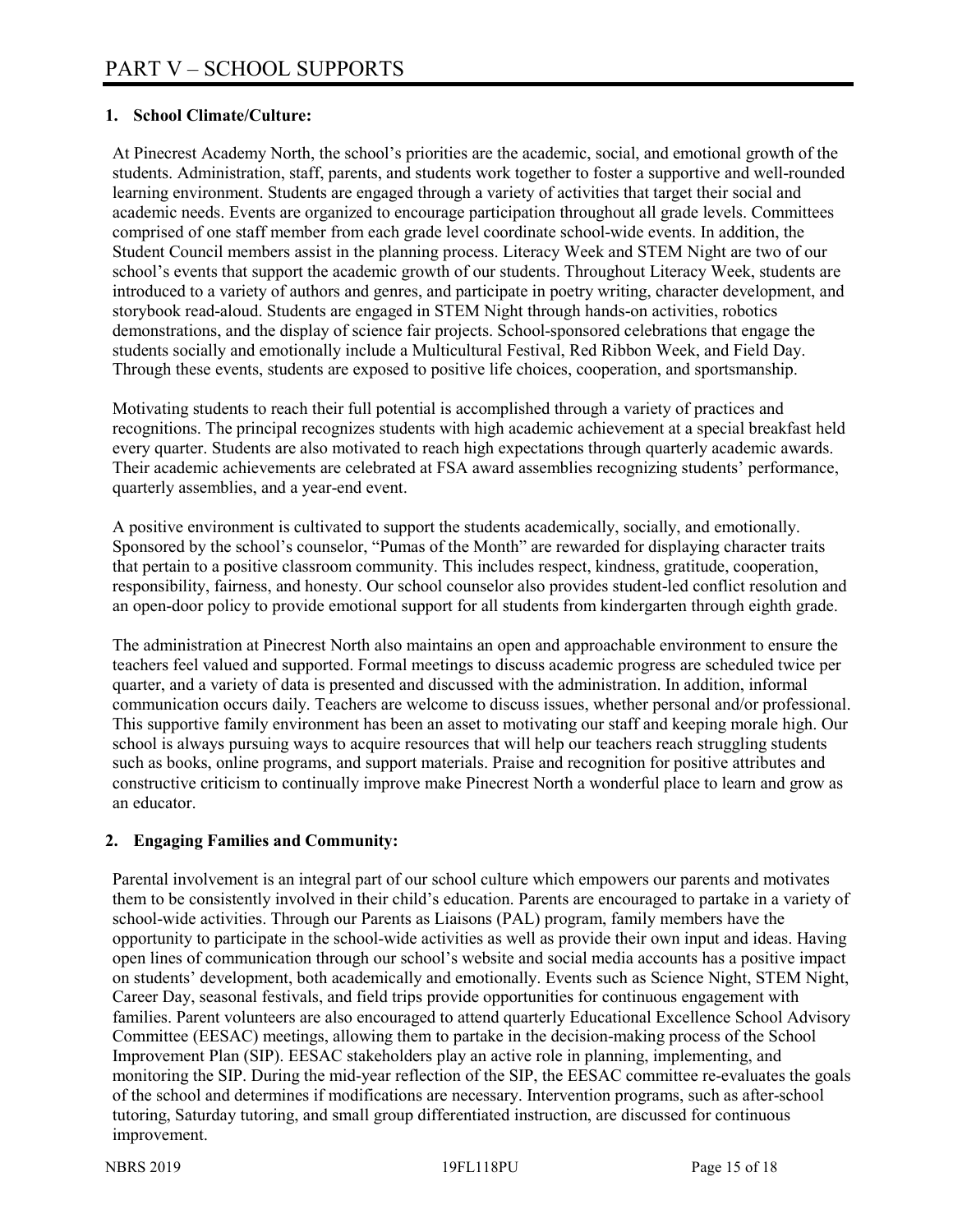# PART V – SCHOOL SUPPORTS

**1. School Climate/Culture:**

At Pinecrest Academy North, the school's priorities are the academic, social, and emotional growth of the students. Administration, staff, parents, and students work together to foster a supportive and well-rounded learning environment. Students are engaged through a variety of activities that target their social and academic needs. Events are organized to encourage participation throughout all grade levels. Committees comprised of one staff member from each grade level coordinate school-wide events. In addition, the Student Council members assist in the planning process. Literacy Week and STEM Night are two of our school's events that support the academic growth of our students. Throughout Literacy Week, students are introduced to a variety of authors and genres, and participate in poetry writing, character development, and storybook read-aloud. Students are engaged in STEM Night through hands-on activities, robotics demonstrations, and the display of science fair projects. School-sponsored celebrations that engage the students socially and emotionally include a Multicultural Festival, Red Ribbon Week, and Field Day. Through these events, students are exposed to positive life choices, cooperation, and sportsmanship.

Motivating students to reach their full potential is accomplished through a variety of practices and recognitions. The principal recognizes students with high academic achievement at a special breakfast held every quarter. Students are also motivated to reach high expectations through quarterly academic awards. Their academic achievements are celebrated at FSA award assemblies recognizing students' performance, quarterly assemblies, and a year-end event.

A positive environment is cultivated to support the students academically, socially, and emotionally. Sponsored by the school's counselor, "Pumas of the Month" are rewarded for displaying character traits that pertain to a positive classroom community. This includes respect, kindness, gratitude, cooperation, responsibility, fairness, and honesty. Our school counselor also provides student-led conflict resolution and an open-door policy to provide emotional support for all students from kindergarten through eighth grade.

The administration at Pinecrest North also maintains an open and approachable environment to ensure the teachers feel valued and supported. Formal meetings to discuss academic progress are scheduled twice per quarter, and a variety of data is presented and discussed with the administration. In addition, informal communication occurs daily. Teachers are welcome to discuss issues, whether personal and/or professional. This supportive family environment has been an asset to motivating our staff and keeping morale high. Our school is always pursuing ways to acquire resources that will help our teachers reach struggling students such as books, online programs, and support materials. Praise and recognition for positive attributes and constructive criticism to continually improve make Pinecrest North a wonderful place to learn and grow as an educator.

**2. Engaging Families and Community:**

Parental involvement is an integral part of our school culture which empowers our parents and motivates them to be consistently involved in their child's education. Parents are encouraged to partake in a variety of school-wide activities. Through our Parents as Liaisons (PAL) program, family members have the opportunity to participate in the school-wide activities as well as provide their own input and ideas. Having open lines of communication through our school's website and social media accounts has a positive impact on students' development, both academically and emotionally. Events such as Science Night, STEM Night, Career Day, seasonal festivals, and field trips provide opportunities for continuous engagement with families. Parent volunteers are also encouraged to attend quarterly Educational Excellence School Advisory Committee (EESAC) meetings, allowing them to partake in the decision-making process of the School Improvement Plan (SIP). EESAC stakeholders play an active role in planning, implementing, and monitoring the SIP. During the mid-year reflection of the SIP, the EESAC committee re-evaluates the goals of the school and determines if modifications are necessary. Intervention programs, such as after-school tutoring, Saturday tutoring, and small group differentiated instruction, are discussed for continuous improvement.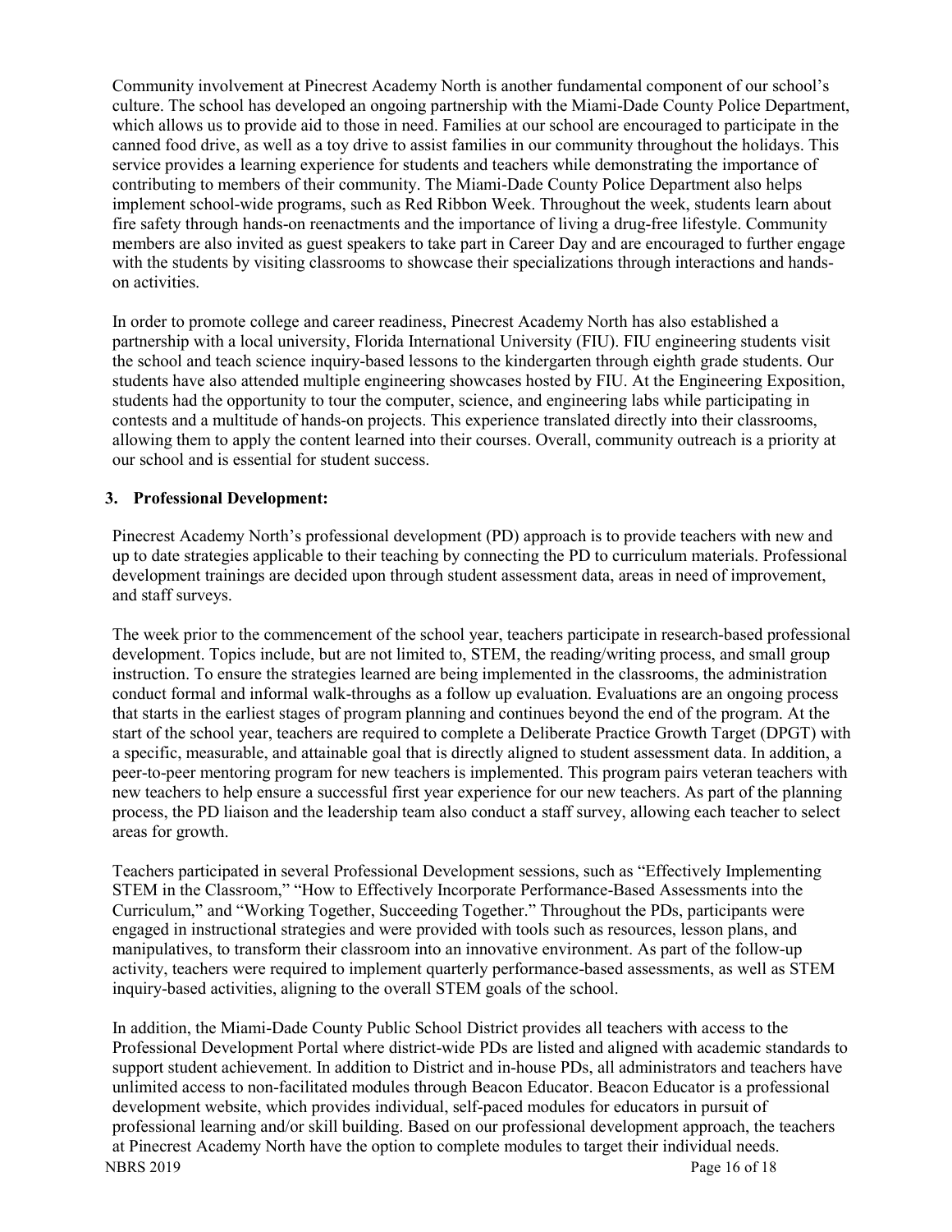Community involvement at Pinecrest Academy North is another fundamental component of our school's culture. The school has developed an ongoing partnership with the Miami-Dade County Police Department, which allows us to provide aid to those in need. Families at our school are encouraged to participate in the canned food drive, as well as a toy drive to assist families in our community throughout the holidays. This service provides a learning experience for students and teachers while demonstrating the importance of contributing to members of their community. The Miami-Dade County Police Department also helps implement school-wide programs, such as Red Ribbon Week. Throughout the week, students learn about fire safety through hands-on reenactments and the importance of living a drug-free lifestyle. Community members are also invited as guest speakers to take part in Career Day and are encouraged to further engage with the students by visiting classrooms to showcase their specializations through interactions and hands-on activities.

In order to promote college and career readiness, Pinecrest Academy North has also established a partnership with a local university, Florida International University (FIU). FIU engineering students visit the school and teach science inquiry-based lessons to the kindergarten through eighth grade students. Our students have also attended multiple engineering showcases hosted by FIU. At the Engineering Exposition, students had the opportunity to tour the computer, science, and engineering labs while participating in contests and a multitude of hands-on projects. This experience translated directly into their classrooms, allowing them to apply the content learned into their courses. Overall, community outreach is a priority at our school and is essential for student success.

**3. Professional Development:**

Pinecrest Academy North's professional development (PD) approach is to provide teachers with new and up to date strategies applicable to their teaching by connecting the PD to curriculum materials. Professional development trainings are decided upon through student assessment data, areas in need of improvement, and staff surveys.

The week prior to the commencement of the school year, teachers participate in research-based professional development. Topics include, but are not limited to, STEM, the reading/writing process, and small group instruction. To ensure the strategies learned are being implemented in the classrooms, the administration conduct formal and informal walk-throughs as a follow up evaluation. Evaluations are an ongoing process that starts in the earliest stages of program planning and continues beyond the end of the program. At the start of the school year, teachers are required to complete a Deliberate Practice Growth Target (DPGT) with a specific, measurable, and attainable goal that is directly aligned to student assessment data. In addition, a peer-to-peer mentoring program for new teachers is implemented. This program pairs veteran teachers with new teachers to help ensure a successful first year experience for our new teachers. As part of the planning process, the PD liaison and the leadership team also conduct a staff survey, allowing each teacher to select areas for growth.

Teachers participated in several Professional Development sessions, such as "Effectively Implementing STEM in the Classroom," "How to Effectively Incorporate Performance-Based Assessments into the Curriculum," and "Working Together, Succeeding Together." Throughout the PDs, participants were engaged in instructional strategies and were provided with tools such as resources, lesson plans, and manipulatives, to transform their classroom into an innovative environment. As part of the follow-up activity, teachers were required to implement quarterly performance-based assessments, as well as STEM inquiry-based activities, aligning to the overall STEM goals of the school.

In addition, the Miami-Dade County Public School District provides all teachers with access to the Professional Development Portal where district-wide PDs are listed and aligned with academic standards to support student achievement. In addition to District and in-house PDs, all administrators and teachers have unlimited access to non-facilitated modules through Beacon Educator. Beacon Educator is a professional development website, which provides individual, self-paced modules for educators in pursuit of professional learning and/or skill building. Based on our professional development approach, the teachers at Pinecrest Academy North have the option to complete modules to target their individual needs.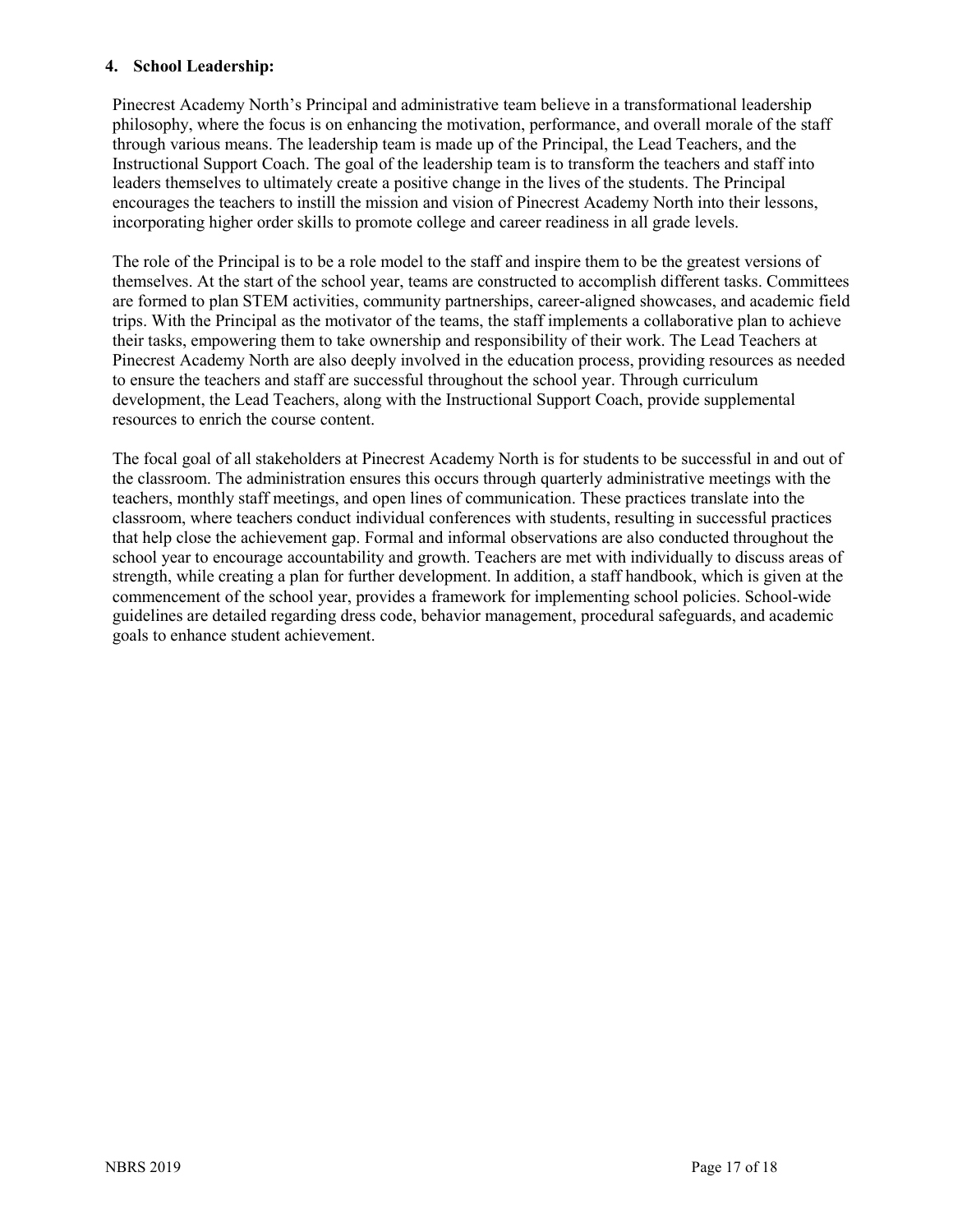**4. School Leadership:**

Pinecrest Academy North's Principal and administrative team believe in a transformational leadership philosophy, where the focus is on enhancing the motivation, performance, and overall morale of the staff through various means. The leadership team is made up of the Principal, the Lead Teachers, and the Instructional Support Coach. The goal of the leadership team is to transform the teachers and staff into leaders themselves to ultimately create a positive change in the lives of the students. The Principal encourages the teachers to instill the mission and vision of Pinecrest Academy North into their lessons, incorporating higher order skills to promote college and career readiness in all grade levels.

The role of the Principal is to be a role model to the staff and inspire them to be the greatest versions of themselves. At the start of the school year, teams are constructed to accomplish different tasks. Committees are formed to plan STEM activities, community partnerships, career-aligned showcases, and academic field trips. With the Principal as the motivator of the teams, the staff implements a collaborative plan to achieve their tasks, empowering them to take ownership and responsibility of their work. The Lead Teachers at Pinecrest Academy North are also deeply involved in the education process, providing resources as needed to ensure the teachers and staff are successful throughout the school year. Through curriculum development, the Lead Teachers, along with the Instructional Support Coach, provide supplemental resources to enrich the course content.

The focal goal of all stakeholders at Pinecrest Academy North is for students to be successful in and out of the classroom. The administration ensures this occurs through quarterly administrative meetings with the teachers, monthly staff meetings, and open lines of communication. These practices translate into the classroom, where teachers conduct individual conferences with students, resulting in successful practices that help close the achievement gap. Formal and informal observations are also conducted throughout the school year to encourage accountability and growth. Teachers are met with individually to discuss areas of strength, while creating a plan for further development. In addition, a staff handbook, which is given at the commencement of the school year, provides a framework for implementing school policies. School-wide guidelines are detailed regarding dress code, behavior management, procedural safeguards, and academic goals to enhance student achievement.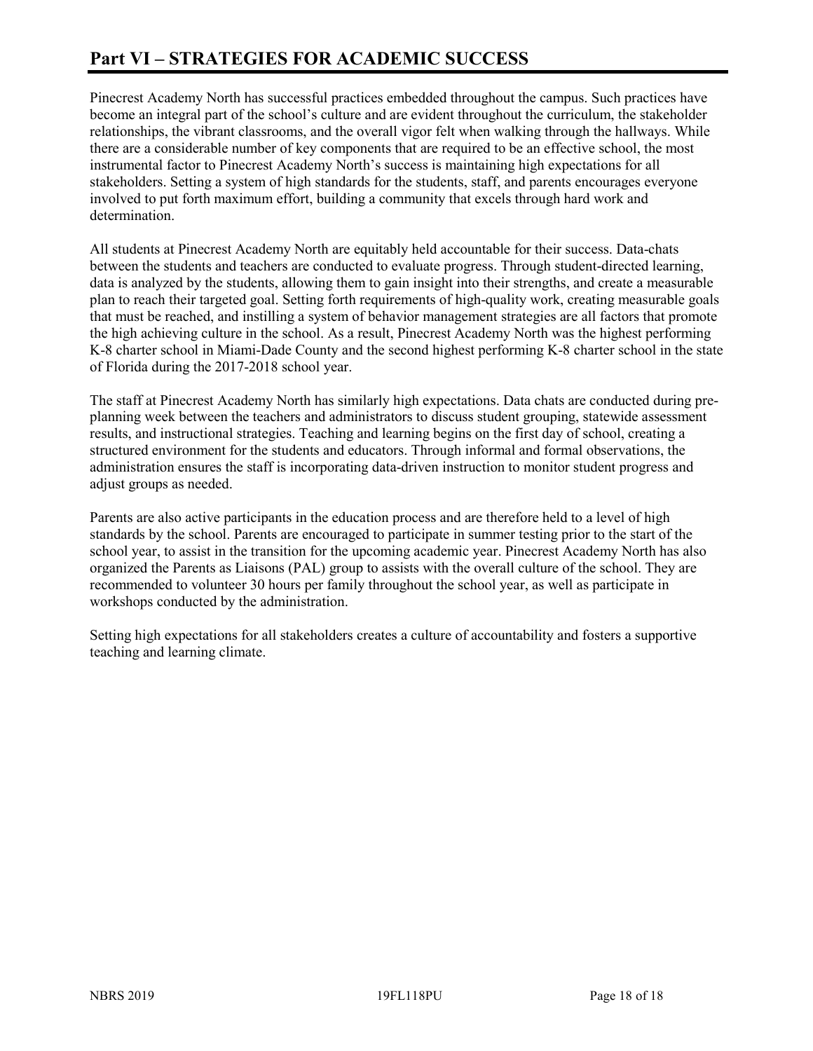# Part VI – STRATEGIES FOR ACADEMIC SUCCESS

Pinecrest Academy North has successful practices embedded throughout the campus. Such practices have become an integral part of the school's culture and are evident throughout the curriculum, the stakeholder relationships, the vibrant classrooms, and the overall vigor felt when walking through the hallways. While there are a considerable number of key components that are required to be an effective school, the most instrumental factor to Pinecrest Academy North's success is maintaining high expectations for all stakeholders. Setting a system of high standards for the students, staff, and parents encourages everyone involved to put forth maximum effort, building a community that excels through hard work and determination.

All students at Pinecrest Academy North are equitably held accountable for their success. Data-chats between the students and teachers are conducted to evaluate progress. Through student-directed learning, data is analyzed by the students, allowing them to gain insight into their strengths, and create a measurable plan to reach their targeted goal. Setting forth requirements of high-quality work, creating measurable goals that must be reached, and instilling a system of behavior management strategies are all factors that promote the high achieving culture in the school. As a result, Pinecrest Academy North was the highest performing K-8 charter school in Miami-Dade County and the second highest performing K-8 charter school in the state of Florida during the 2017-2018 school year.

The staff at Pinecrest Academy North has similarly high expectations. Data chats are conducted during pre-planning week between the teachers and administrators to discuss student grouping, statewide assessment results, and instructional strategies. Teaching and learning begins on the first day of school, creating a structured environment for the students and educators. Through informal and formal observations, the administration ensures the staff is incorporating data-driven instruction to monitor student progress and adjust groups as needed.

Parents are also active participants in the education process and are therefore held to a level of high standards by the school. Parents are encouraged to participate in summer testing prior to the start of the school year, to assist in the transition for the upcoming academic year. Pinecrest Academy North has also organized the Parents as Liaisons (PAL) group to assists with the overall culture of the school. They are recommended to volunteer 30 hours per family throughout the school year, as well as participate in workshops conducted by the administration.

Setting high expectations for all stakeholders creates a culture of accountability and fosters a supportive teaching and learning climate.